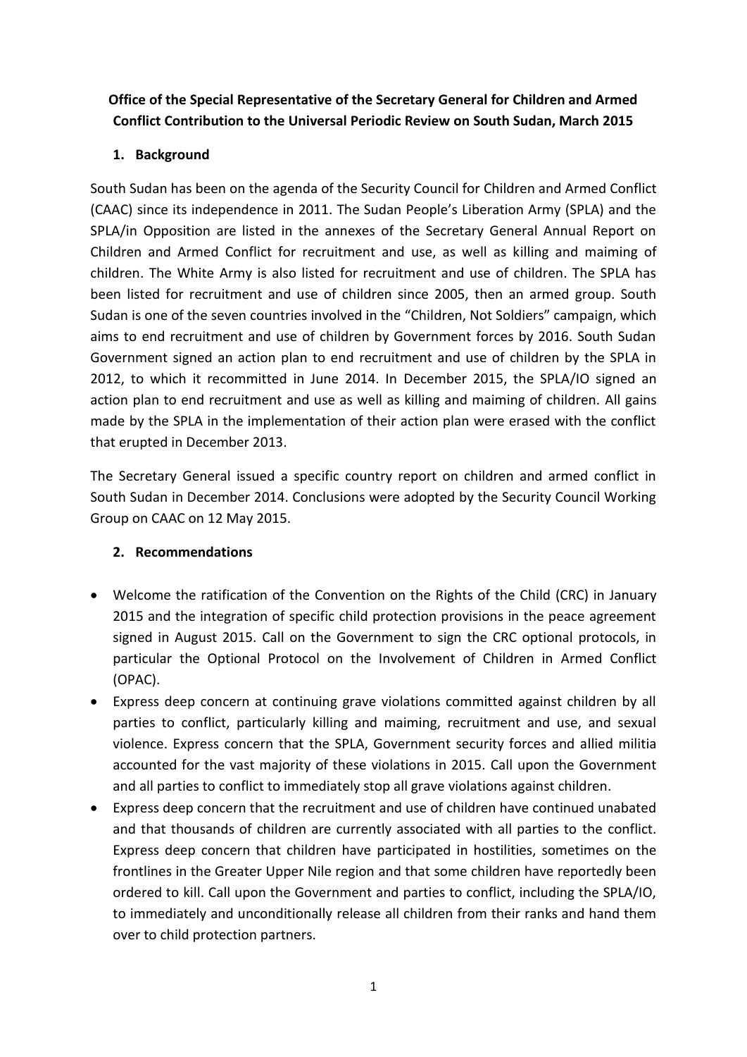**Office of the Special Representative of the Secretary General for Children and Armed Conflict Contribution to the Universal Periodic Review on South Sudan, March 2015**

## 1. Background

South Sudan has been on the agenda of the Security Council for Children and Armed Conflict (CAAC) since its independence in 2011. The Sudan People's Liberation Army (SPLA) and the SPLA/in Opposition are listed in the annexes of the Secretary General Annual Report on Children and Armed Conflict for recruitment and use, as well as killing and maiming of children. The White Army is also listed for recruitment and use of children. The SPLA has been listed for recruitment and use of children since 2005, then an armed group. South Sudan is one of the seven countries involved in the "Children, Not Soldiers" campaign, which aims to end recruitment and use of children by Government forces by 2016. South Sudan Government signed an action plan to end recruitment and use of children by the SPLA in 2012, to which it recommitted in June 2014. In December 2015, the SPLA/IO signed an action plan to end recruitment and use as well as killing and maiming of children. All gains made by the SPLA in the implementation of their action plan were erased with the conflict that erupted in December 2013.

The Secretary General issued a specific country report on children and armed conflict in South Sudan in December 2014. Conclusions were adopted by the Security Council Working Group on CAAC on 12 May 2015.

## 2. Recommendations

- Welcome the ratification of the Convention on the Rights of the Child (CRC) in January 2015 and the integration of specific child protection provisions in the peace agreement signed in August 2015. Call on the Government to sign the CRC optional protocols, in particular the Optional Protocol on the Involvement of Children in Armed Conflict (OPAC).
- Express deep concern at continuing grave violations committed against children by all parties to conflict, particularly killing and maiming, recruitment and use, and sexual violence. Express concern that the SPLA, Government security forces and allied militia accounted for the vast majority of these violations in 2015. Call upon the Government and all parties to conflict to immediately stop all grave violations against children.
- Express deep concern that the recruitment and use of children have continued unabated and that thousands of children are currently associated with all parties to the conflict. Express deep concern that children have participated in hostilities, sometimes on the frontlines in the Greater Upper Nile region and that some children have reportedly been ordered to kill. Call upon the Government and parties to conflict, including the SPLA/IO, to immediately and unconditionally release all children from their ranks and hand them over to child protection partners.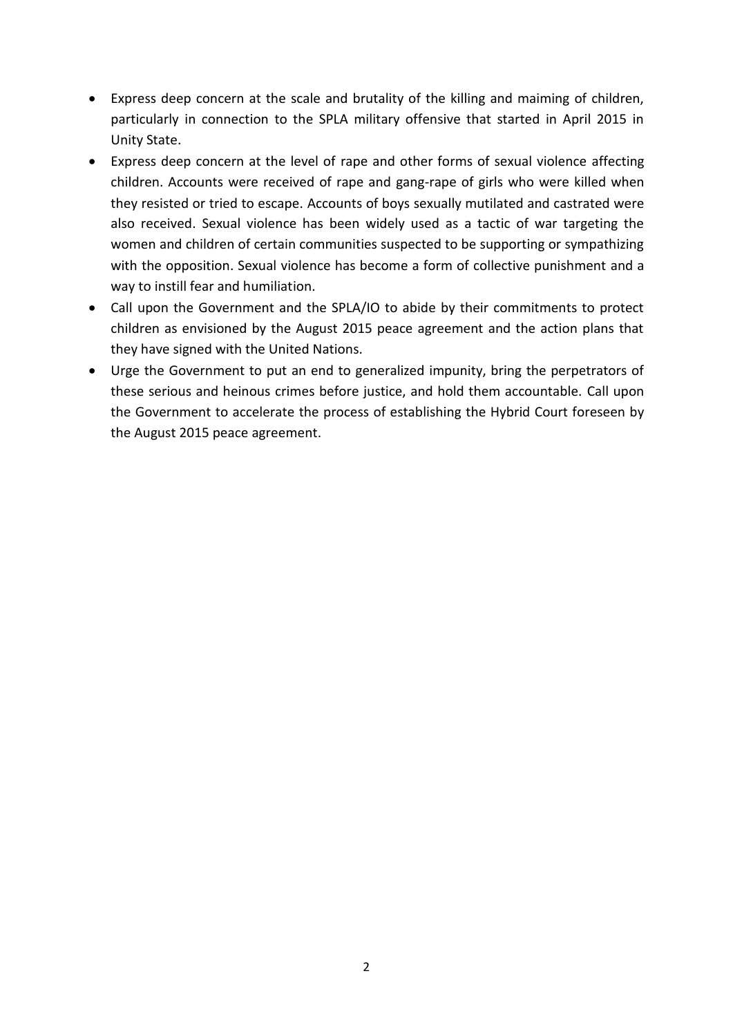- Express deep concern at the scale and brutality of the killing and maiming of children, particularly in connection to the SPLA military offensive that started in April 2015 in Unity State.
- Express deep concern at the level of rape and other forms of sexual violence affecting children. Accounts were received of rape and gang-rape of girls who were killed when they resisted or tried to escape. Accounts of boys sexually mutilated and castrated were also received. Sexual violence has been widely used as a tactic of war targeting the women and children of certain communities suspected to be supporting or sympathizing with the opposition. Sexual violence has become a form of collective punishment and a way to instill fear and humiliation.
- Call upon the Government and the SPLA/IO to abide by their commitments to protect children as envisioned by the August 2015 peace agreement and the action plans that they have signed with the United Nations.
- Urge the Government to put an end to generalized impunity, bring the perpetrators of these serious and heinous crimes before justice, and hold them accountable. Call upon the Government to accelerate the process of establishing the Hybrid Court foreseen by the August 2015 peace agreement.